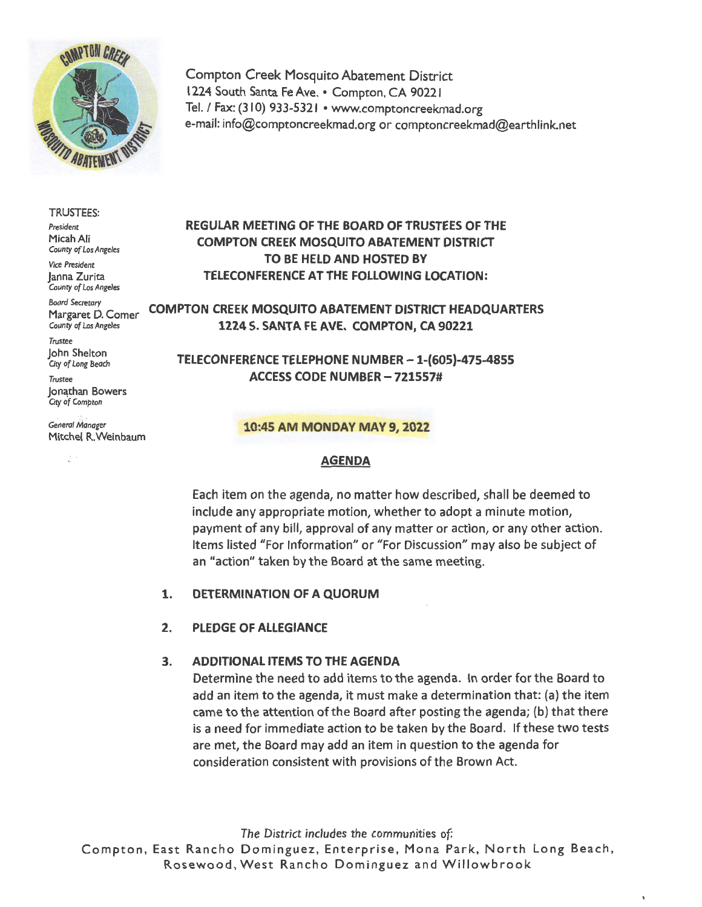Compton Creek Mosquito Abatement District
1224 South Santa Fe Ave. • Compton, CA 90221
Tel. / Fax: (310) 933-5321 • www.comptoncreekmad.org
e-mail: info@comptoncreekmad.org or comptoncreekmad@earthlink.net

TRUSTEES:

*President*
Micah Ali
*County of Los Angeles*

*Vice President*
Janna Zurita
*County of Los Angeles*

*Board Secretary*
Margaret D. Comer
*County of Los Angeles*

*Trustee*
John Shelton
*City of Long Beach*

*Trustee*
Jonathan Bowers
*City of Compton*

*General Manager*
Mitchel R. Weinbaum

**REGULAR MEETING OF THE BOARD OF TRUSTEES OF THE COMPTON CREEK MOSQUITO ABATEMENT DISTRICT TO BE HELD AND HOSTED BY TELECONFERENCE AT THE FOLLOWING LOCATION:**

**COMPTON CREEK MOSQUITO ABATEMENT DISTRICT HEADQUARTERS**
**1224 S. SANTA FE AVE. COMPTON, CA 90221**

**TELECONFERENCE TELEPHONE NUMBER – 1-(605)-475-4855**
**ACCESS CODE NUMBER – 721557#**

**10:45 AM MONDAY MAY 9, 2022**

## AGENDA

Each item on the agenda, no matter how described, shall be deemed to include any appropriate motion, whether to adopt a minute motion, payment of any bill, approval of any matter or action, or any other action. Items listed "For Information" or "For Discussion" may also be subject of an "action" taken by the Board at the same meeting.

1. **DETERMINATION OF A QUORUM**

2. **PLEDGE OF ALLEGIANCE**

3. **ADDITIONAL ITEMS TO THE AGENDA**
   Determine the need to add items to the agenda. In order for the Board to add an item to the agenda, it must make a determination that: (a) the item came to the attention of the Board after posting the agenda; (b) that there is a need for immediate action to be taken by the Board. If these two tests are met, the Board may add an item in question to the agenda for consideration consistent with provisions of the Brown Act.

*The District includes the communities of:*
Compton, East Rancho Dominguez, Enterprise, Mona Park, North Long Beach, Rosewood, West Rancho Dominguez and Willowbrook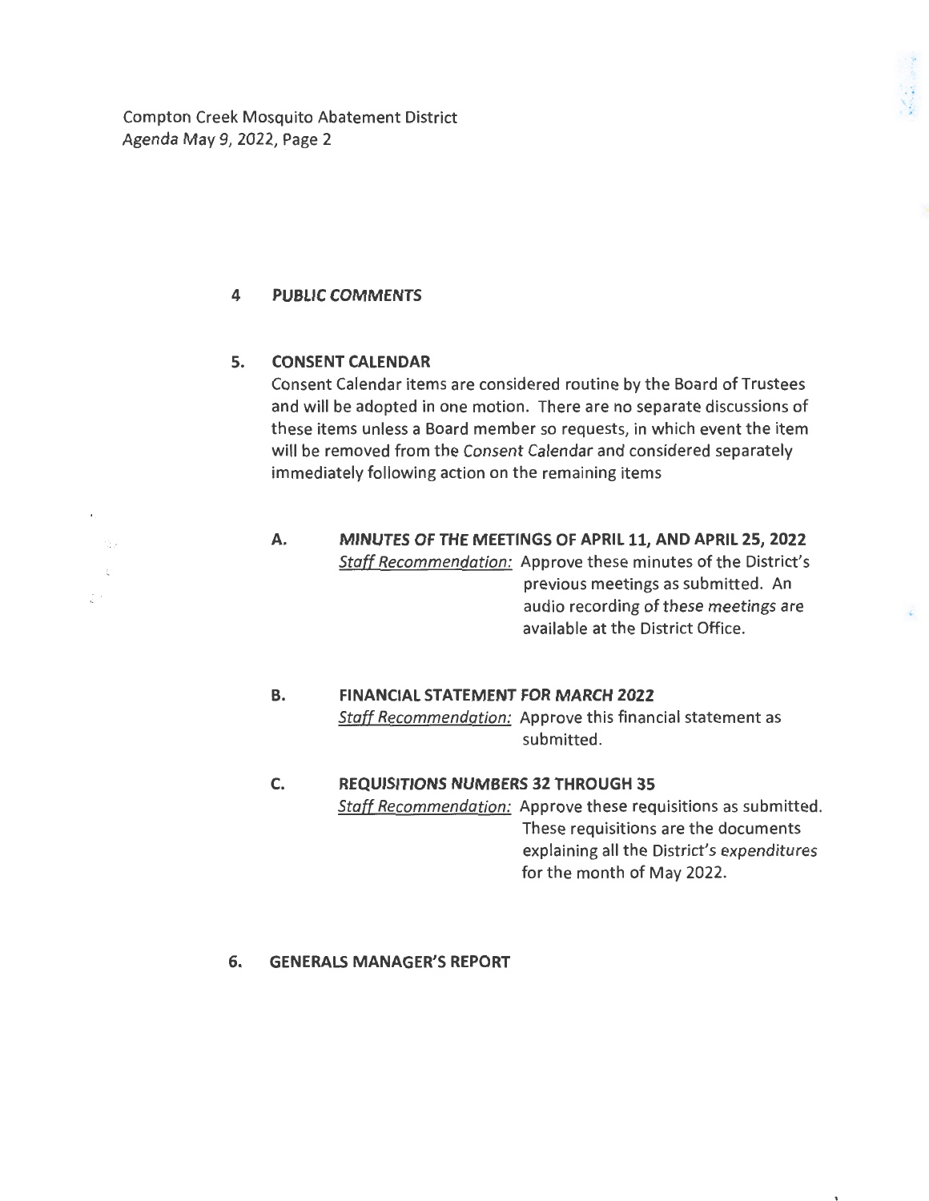## 4 PUBLIC COMMENTS

## 5. CONSENT CALENDAR

Consent Calendar items are considered routine by the Board of Trustees and will be adopted in one motion. There are no separate discussions of these items unless a Board member so requests, in which event the item will be removed from the Consent Calendar and considered separately immediately following action on the remaining items

### A. MINUTES OF THE MEETINGS OF APRIL 11, AND APRIL 25, 2022

*Staff Recommendation:* Approve these minutes of the District's previous meetings as submitted. An audio recording of these meetings are available at the District Office.

### B. FINANCIAL STATEMENT FOR MARCH 2022

*Staff Recommendation:* Approve this financial statement as submitted.

### C. REQUISITIONS NUMBERS 32 THROUGH 35

*Staff Recommendation:* Approve these requisitions as submitted. These requisitions are the documents explaining all the District's expenditures for the month of May 2022.

## 6. GENERALS MANAGER'S REPORT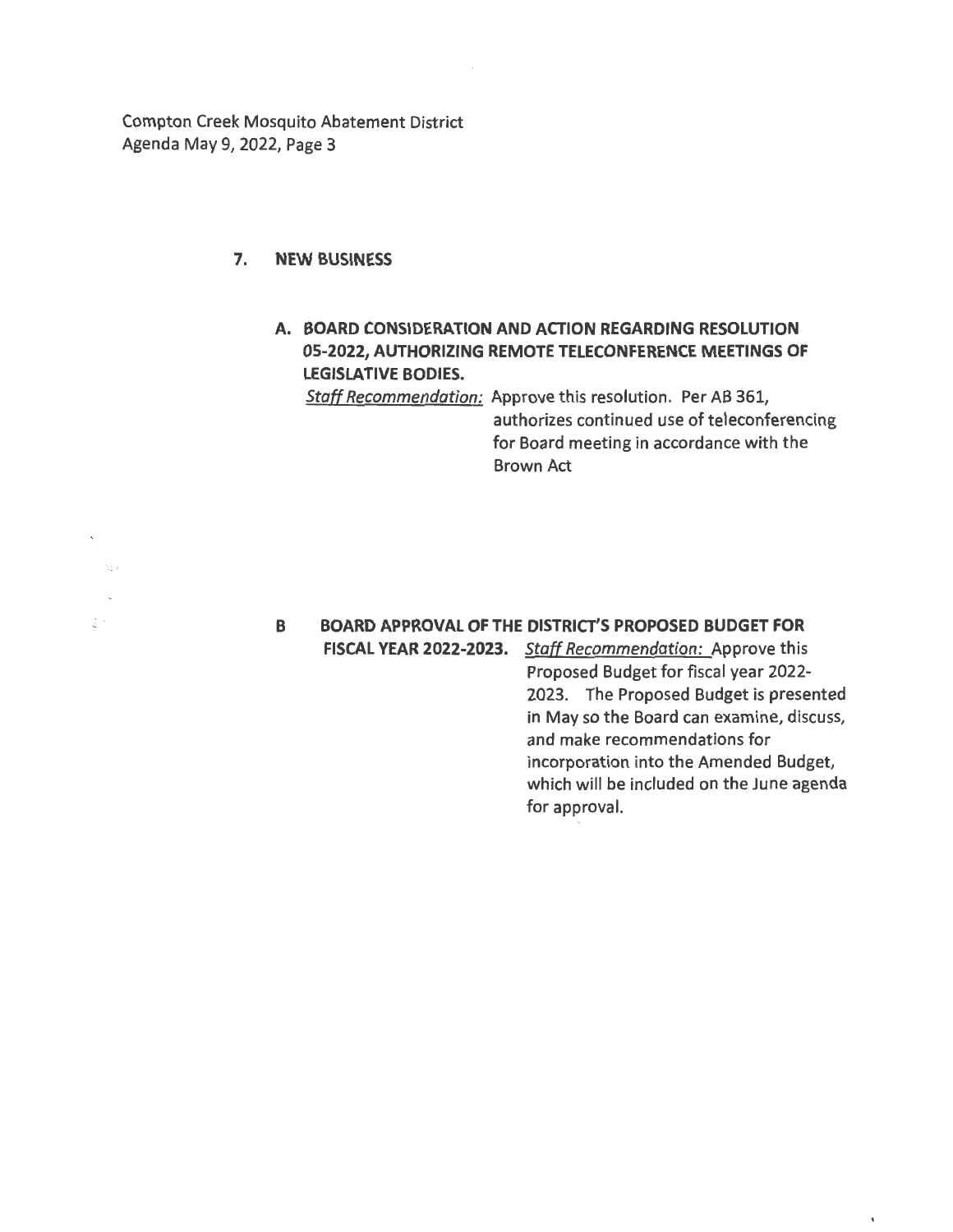## 7. NEW BUSINESS

### A. BOARD CONSIDERATION AND ACTION REGARDING RESOLUTION 05-2022, AUTHORIZING REMOTE TELECONFERENCE MEETINGS OF LEGISLATIVE BODIES.

*Staff Recommendation:* Approve this resolution. Per AB 361, authorizes continued use of teleconferencing for Board meeting in accordance with the Brown Act

### B BOARD APPROVAL OF THE DISTRICT'S PROPOSED BUDGET FOR FISCAL YEAR 2022-2023.

*Staff Recommendation:* Approve this Proposed Budget for fiscal year 2022-2023. The Proposed Budget is presented in May so the Board can examine, discuss, and make recommendations for incorporation into the Amended Budget, which will be included on the June agenda for approval.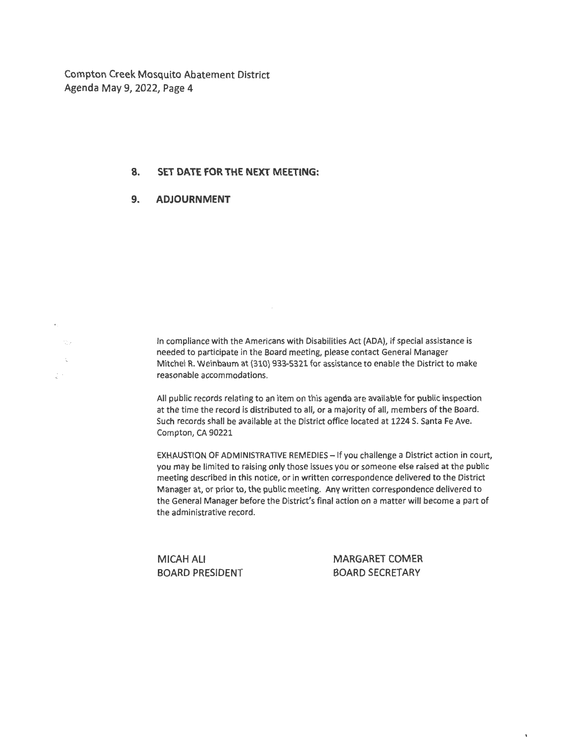## 8. SET DATE FOR THE NEXT MEETING:

## 9. ADJOURNMENT

In compliance with the Americans with Disabilities Act (ADA), if special assistance is needed to participate in the Board meeting, please contact General Manager Mitchel R. Weinbaum at (310) 933-5321 for assistance to enable the District to make reasonable accommodations.

All public records relating to an item on this agenda are available for public inspection at the time the record is distributed to all, or a majority of all, members of the Board. Such records shall be available at the District office located at 1224 S. Santa Fe Ave. Compton, CA 90221

EXHAUSTION OF ADMINISTRATIVE REMEDIES – If you challenge a District action in court, you may be limited to raising only those issues you or someone else raised at the public meeting described in this notice, or in written correspondence delivered to the District Manager at, or prior to, the public meeting. Any written correspondence delivered to the General Manager before the District's final action on a matter will become a part of the administrative record.

MICAH ALI
BOARD PRESIDENT

MARGARET COMER
BOARD SECRETARY